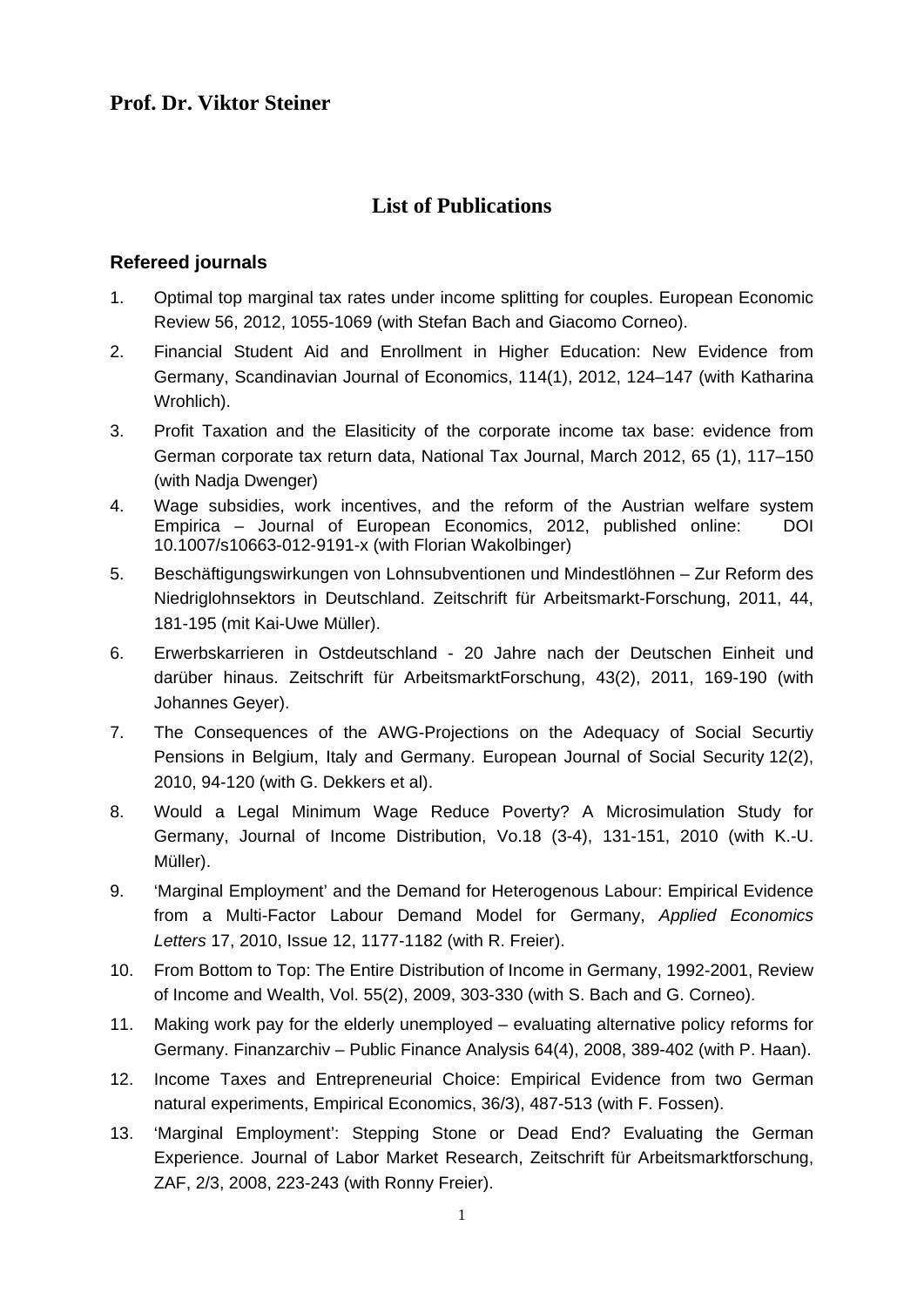## Prof. Dr. Viktor Steiner

# List of Publications

### Refereed journals

1. Optimal top marginal tax rates under income splitting for couples. European Economic Review 56, 2012, 1055-1069 (with Stefan Bach and Giacomo Corneo).
2. Financial Student Aid and Enrollment in Higher Education: New Evidence from Germany, Scandinavian Journal of Economics, 114(1), 2012, 124–147 (with Katharina Wrohlich).
3. Profit Taxation and the Elasiticity of the corporate income tax base: evidence from German corporate tax return data, National Tax Journal, March 2012, 65 (1), 117–150 (with Nadja Dwenger)
4. Wage subsidies, work incentives, and the reform of the Austrian welfare system Empirica – Journal of European Economics, 2012, published online: DOI 10.1007/s10663-012-9191-x (with Florian Wakolbinger)
5. Beschäftigungswirkungen von Lohnsubventionen und Mindestlöhnen – Zur Reform des Niedriglohnsektors in Deutschland. Zeitschrift für Arbeitsmarkt-Forschung, 2011, 44, 181-195 (mit Kai-Uwe Müller).
6. Erwerbskarrieren in Ostdeutschland - 20 Jahre nach der Deutschen Einheit und darüber hinaus. Zeitschrift für ArbeitsmarktForschung, 43(2), 2011, 169-190 (with Johannes Geyer).
7. The Consequences of the AWG-Projections on the Adequacy of Social Securtiy Pensions in Belgium, Italy and Germany. European Journal of Social Security 12(2), 2010, 94-120 (with G. Dekkers et al).
8. Would a Legal Minimum Wage Reduce Poverty? A Microsimulation Study for Germany, Journal of Income Distribution, Vo.18 (3-4), 131-151, 2010 (with K.-U. Müller).
9. 'Marginal Employment' and the Demand for Heterogenous Labour: Empirical Evidence from a Multi-Factor Labour Demand Model for Germany, *Applied Economics Letters* 17, 2010, Issue 12, 1177-1182 (with R. Freier).
10. From Bottom to Top: The Entire Distribution of Income in Germany, 1992-2001, Review of Income and Wealth, Vol. 55(2), 2009, 303-330 (with S. Bach and G. Corneo).
11. Making work pay for the elderly unemployed – evaluating alternative policy reforms for Germany. Finanzarchiv – Public Finance Analysis 64(4), 2008, 389-402 (with P. Haan).
12. Income Taxes and Entrepreneurial Choice: Empirical Evidence from two German natural experiments, Empirical Economics, 36/3), 487-513 (with F. Fossen).
13. 'Marginal Employment': Stepping Stone or Dead End? Evaluating the German Experience. Journal of Labor Market Research, Zeitschrift für Arbeitsmarktforschung, ZAF, 2/3, 2008, 223-243 (with Ronny Freier).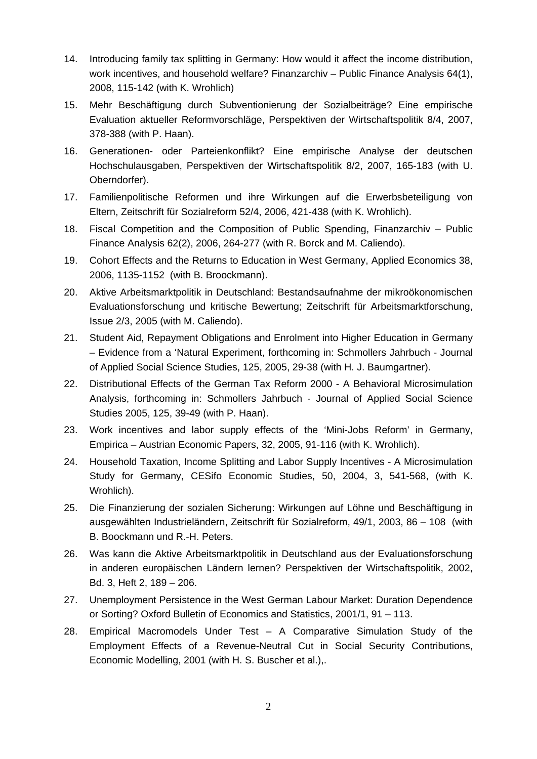14. Introducing family tax splitting in Germany: How would it affect the income distribution, work incentives, and household welfare? Finanzarchiv – Public Finance Analysis 64(1), 2008, 115-142 (with K. Wrohlich)
15. Mehr Beschäftigung durch Subventionierung der Sozialbeiträge? Eine empirische Evaluation aktueller Reformvorschläge, Perspektiven der Wirtschaftspolitik 8/4, 2007, 378-388 (with P. Haan).
16. Generationen- oder Parteienkonflikt? Eine empirische Analyse der deutschen Hochschulausgaben, Perspektiven der Wirtschaftspolitik 8/2, 2007, 165-183 (with U. Oberndorfer).
17. Familienpolitische Reformen und ihre Wirkungen auf die Erwerbsbeteiligung von Eltern, Zeitschrift für Sozialreform 52/4, 2006, 421-438 (with K. Wrohlich).
18. Fiscal Competition and the Composition of Public Spending, Finanzarchiv – Public Finance Analysis 62(2), 2006, 264-277 (with R. Borck and M. Caliendo).
19. Cohort Effects and the Returns to Education in West Germany, Applied Economics 38, 2006, 1135-1152 (with B. Broockmann).
20. Aktive Arbeitsmarktpolitik in Deutschland: Bestandsaufnahme der mikroökonomischen Evaluationsforschung und kritische Bewertung; Zeitschrift für Arbeitsmarktforschung, Issue 2/3, 2005 (with M. Caliendo).
21. Student Aid, Repayment Obligations and Enrolment into Higher Education in Germany – Evidence from a 'Natural Experiment, forthcoming in: Schmollers Jahrbuch - Journal of Applied Social Science Studies, 125, 2005, 29-38 (with H. J. Baumgartner).
22. Distributional Effects of the German Tax Reform 2000 - A Behavioral Microsimulation Analysis, forthcoming in: Schmollers Jahrbuch - Journal of Applied Social Science Studies 2005, 125, 39-49 (with P. Haan).
23. Work incentives and labor supply effects of the 'Mini-Jobs Reform' in Germany, Empirica – Austrian Economic Papers, 32, 2005, 91-116 (with K. Wrohlich).
24. Household Taxation, Income Splitting and Labor Supply Incentives - A Microsimulation Study for Germany, CESifo Economic Studies, 50, 2004, 3, 541-568, (with K. Wrohlich).
25. Die Finanzierung der sozialen Sicherung: Wirkungen auf Löhne und Beschäftigung in ausgewählten Industrieländern, Zeitschrift für Sozialreform, 49/1, 2003, 86 – 108 (with B. Boockmann und R.-H. Peters.
26. Was kann die Aktive Arbeitsmarktpolitik in Deutschland aus der Evaluationsforschung in anderen europäischen Ländern lernen? Perspektiven der Wirtschaftspolitik, 2002, Bd. 3, Heft 2, 189 – 206.
27. Unemployment Persistence in the West German Labour Market: Duration Dependence or Sorting? Oxford Bulletin of Economics and Statistics, 2001/1, 91 – 113.
28. Empirical Macromodels Under Test – A Comparative Simulation Study of the Employment Effects of a Revenue-Neutral Cut in Social Security Contributions, Economic Modelling, 2001 (with H. S. Buscher et al.),.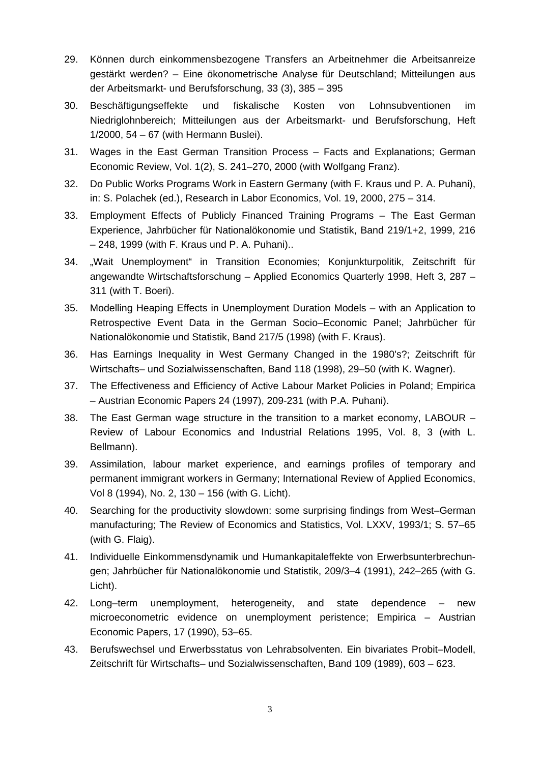29. Können durch einkommensbezogene Transfers an Arbeitnehmer die Arbeitsanreize gestärkt werden? – Eine ökonometrische Analyse für Deutschland; Mitteilungen aus der Arbeitsmarkt- und Berufsforschung, 33 (3), 385 – 395

30. Beschäftigungseffekte und fiskalische Kosten von Lohnsubventionen im Niedriglohnbereich; Mitteilungen aus der Arbeitsmarkt- und Berufsforschung, Heft 1/2000, 54 – 67 (with Hermann Buslei).

31. Wages in the East German Transition Process – Facts and Explanations; German Economic Review, Vol. 1(2), S. 241–270, 2000 (with Wolfgang Franz).

32. Do Public Works Programs Work in Eastern Germany (with F. Kraus und P. A. Puhani), in: S. Polachek (ed.), Research in Labor Economics, Vol. 19, 2000, 275 – 314.

33. Employment Effects of Publicly Financed Training Programs – The East German Experience, Jahrbücher für Nationalökonomie und Statistik, Band 219/1+2, 1999, 216 – 248, 1999 (with F. Kraus und P. A. Puhani)..

34. „Wait Unemployment“ in Transition Economies; Konjunkturpolitik, Zeitschrift für angewandte Wirtschaftsforschung – Applied Economics Quarterly 1998, Heft 3, 287 – 311 (with T. Boeri).

35. Modelling Heaping Effects in Unemployment Duration Models – with an Application to Retrospective Event Data in the German Socio–Economic Panel; Jahrbücher für Nationalökonomie und Statistik, Band 217/5 (1998) (with F. Kraus).

36. Has Earnings Inequality in West Germany Changed in the 1980's?; Zeitschrift für Wirtschafts– und Sozialwissenschaften, Band 118 (1998), 29–50 (with K. Wagner).

37. The Effectiveness and Efficiency of Active Labour Market Policies in Poland; Empirica – Austrian Economic Papers 24 (1997), 209-231 (with P.A. Puhani).

38. The East German wage structure in the transition to a market economy, LABOUR – Review of Labour Economics and Industrial Relations 1995, Vol. 8, 3 (with L. Bellmann).

39. Assimilation, labour market experience, and earnings profiles of temporary and permanent immigrant workers in Germany; International Review of Applied Economics, Vol 8 (1994), No. 2, 130 – 156 (with G. Licht).

40. Searching for the productivity slowdown: some surprising findings from West–German manufacturing; The Review of Economics and Statistics, Vol. LXXV, 1993/1; S. 57–65 (with G. Flaig).

41. Individuelle Einkommensdynamik und Humankapitaleffekte von Erwerbsunterbrechungen; Jahrbücher für Nationalökonomie und Statistik, 209/3–4 (1991), 242–265 (with G. Licht).

42. Long–term unemployment, heterogeneity, and state dependence – new microeconometric evidence on unemployment peristence; Empirica – Austrian Economic Papers, 17 (1990), 53–65.

43. Berufswechsel und Erwerbsstatus von Lehrabsolventen. Ein bivariates Probit–Modell, Zeitschrift für Wirtschafts– und Sozialwissenschaften, Band 109 (1989), 603 – 623.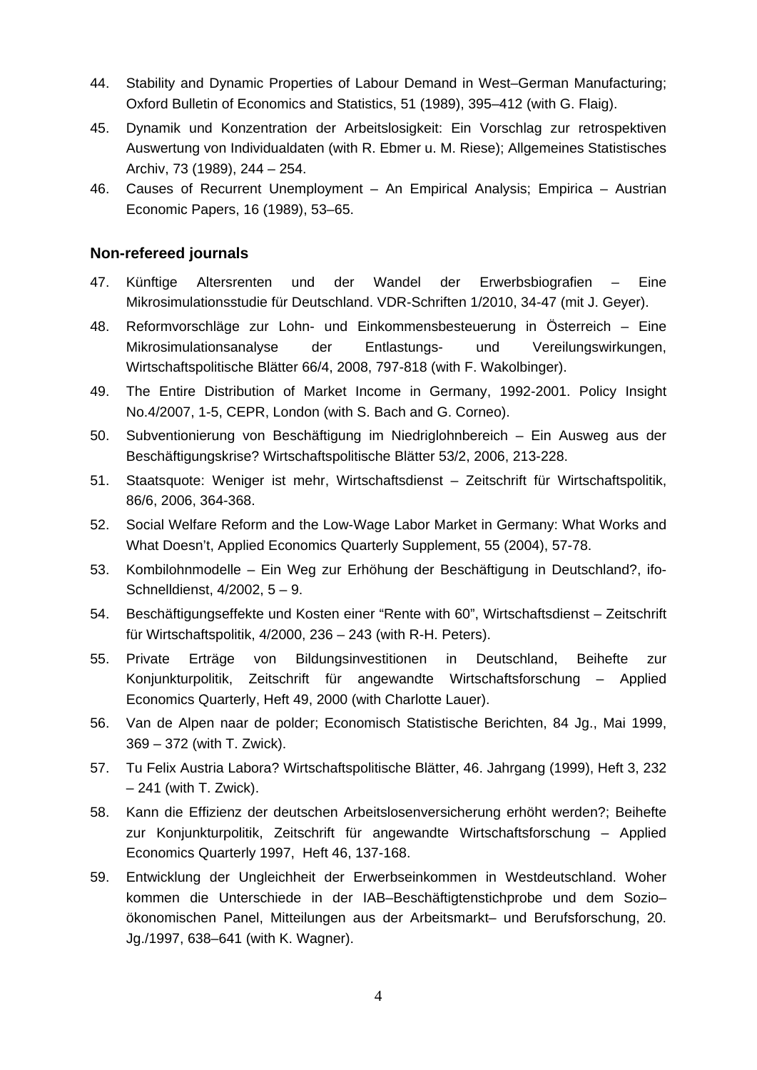44. Stability and Dynamic Properties of Labour Demand in West–German Manufacturing; Oxford Bulletin of Economics and Statistics, 51 (1989), 395–412 (with G. Flaig).
45. Dynamik und Konzentration der Arbeitslosigkeit: Ein Vorschlag zur retrospektiven Auswertung von Individualdaten (with R. Ebmer u. M. Riese); Allgemeines Statistisches Archiv, 73 (1989), 244 – 254.
46. Causes of Recurrent Unemployment – An Empirical Analysis; Empirica – Austrian Economic Papers, 16 (1989), 53–65.

### Non-refereed journals

47. Künftige Altersrenten und der Wandel der Erwerbsbiografien – Eine Mikrosimulationsstudie für Deutschland. VDR-Schriften 1/2010, 34-47 (mit J. Geyer).
48. Reformvorschläge zur Lohn- und Einkommensbesteuerung in Österreich – Eine Mikrosimulationsanalyse der Entlastungs- und Vereilungswirkungen, Wirtschaftspolitische Blätter 66/4, 2008, 797-818 (with F. Wakolbinger).
49. The Entire Distribution of Market Income in Germany, 1992-2001. Policy Insight No.4/2007, 1-5, CEPR, London (with S. Bach and G. Corneo).
50. Subventionierung von Beschäftigung im Niedriglohnbereich – Ein Ausweg aus der Beschäftigungskrise? Wirtschaftspolitische Blätter 53/2, 2006, 213-228.
51. Staatsquote: Weniger ist mehr, Wirtschaftsdienst – Zeitschrift für Wirtschaftspolitik, 86/6, 2006, 364-368.
52. Social Welfare Reform and the Low-Wage Labor Market in Germany: What Works and What Doesn't, Applied Economics Quarterly Supplement, 55 (2004), 57-78.
53. Kombilohnmodelle – Ein Weg zur Erhöhung der Beschäftigung in Deutschland?, ifo-Schnelldienst, 4/2002, 5 – 9.
54. Beschäftigungseffekte und Kosten einer "Rente with 60", Wirtschaftsdienst – Zeitschrift für Wirtschaftspolitik, 4/2000, 236 – 243 (with R-H. Peters).
55. Private Erträge von Bildungsinvestitionen in Deutschland, Beihefte zur Konjunkturpolitik, Zeitschrift für angewandte Wirtschaftsforschung – Applied Economics Quarterly, Heft 49, 2000 (with Charlotte Lauer).
56. Van de Alpen naar de polder; Economisch Statistische Berichten, 84 Jg., Mai 1999, 369 – 372 (with T. Zwick).
57. Tu Felix Austria Labora? Wirtschaftspolitische Blätter, 46. Jahrgang (1999), Heft 3, 232 – 241 (with T. Zwick).
58. Kann die Effizienz der deutschen Arbeitslosenversicherung erhöht werden?; Beihefte zur Konjunkturpolitik, Zeitschrift für angewandte Wirtschaftsforschung – Applied Economics Quarterly 1997, Heft 46, 137-168.
59. Entwicklung der Ungleichheit der Erwerbseinkommen in Westdeutschland. Woher kommen die Unterschiede in der IAB–Beschäftigtenstichprobe und dem Sozio–ökonomischen Panel, Mitteilungen aus der Arbeitsmarkt– und Berufsforschung, 20. Jg./1997, 638–641 (with K. Wagner).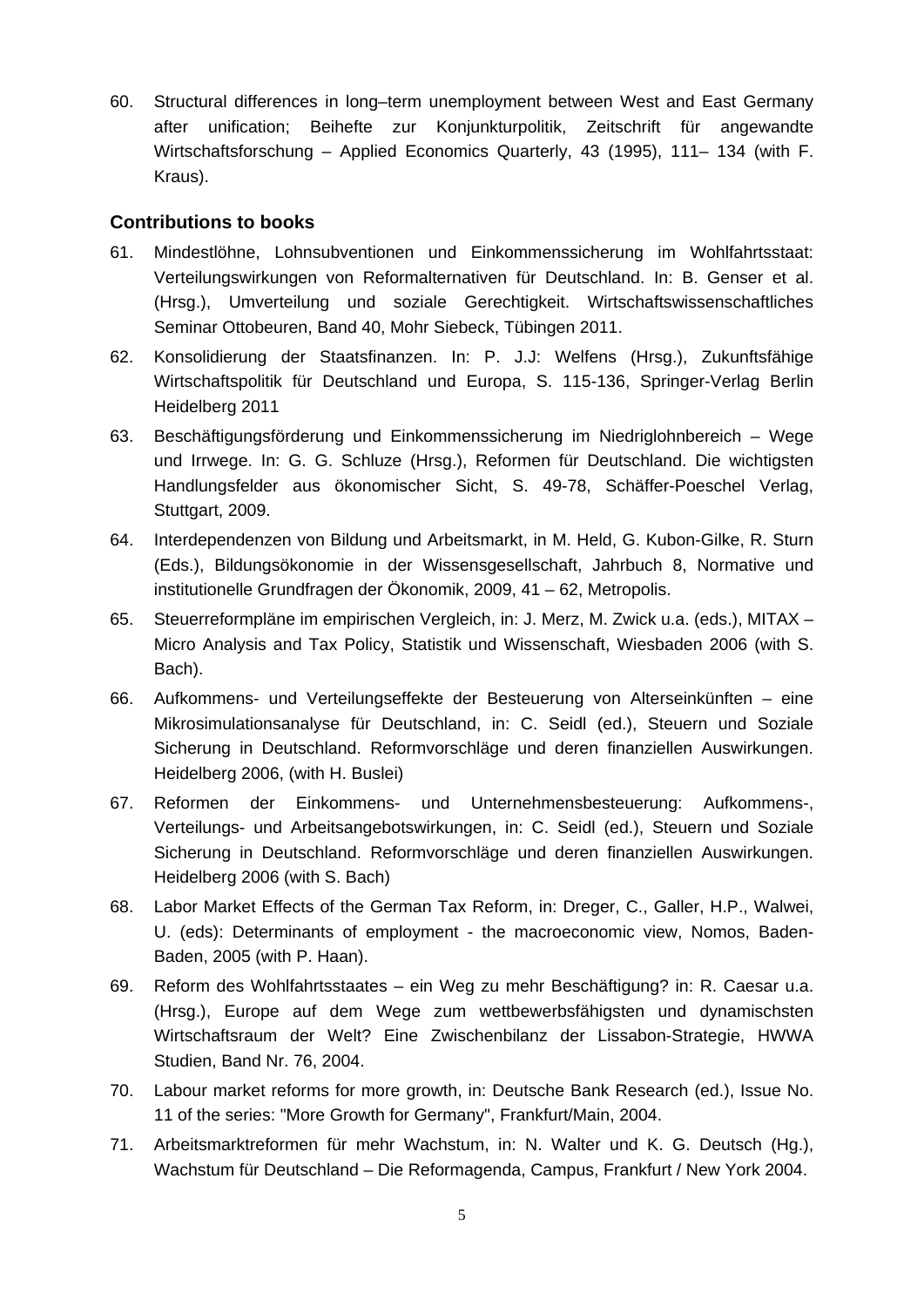60. Structural differences in long–term unemployment between West and East Germany after unification; Beihefte zur Konjunkturpolitik, Zeitschrift für angewandte Wirtschaftsforschung – Applied Economics Quarterly, 43 (1995), 111– 134 (with F. Kraus).

### Contributions to books

61. Mindestlöhne, Lohnsubventionen und Einkommenssicherung im Wohlfahrtsstaat: Verteilungswirkungen von Reformalternativen für Deutschland. In: B. Genser et al. (Hrsg.), Umverteilung und soziale Gerechtigkeit. Wirtschaftswissenschaftliches Seminar Ottobeuren, Band 40, Mohr Siebeck, Tübingen 2011.
62. Konsolidierung der Staatsfinanzen. In: P. J.J: Welfens (Hrsg.), Zukunftsfähige Wirtschaftspolitik für Deutschland und Europa, S. 115-136, Springer-Verlag Berlin Heidelberg 2011
63. Beschäftigungsförderung und Einkommenssicherung im Niedriglohnbereich – Wege und Irrwege. In: G. G. Schluze (Hrsg.), Reformen für Deutschland. Die wichtigsten Handlungsfelder aus ökonomischer Sicht, S. 49-78, Schäffer-Poeschel Verlag, Stuttgart, 2009.
64. Interdependenzen von Bildung und Arbeitsmarkt, in M. Held, G. Kubon-Gilke, R. Sturn (Eds.), Bildungsökonomie in der Wissensgesellschaft, Jahrbuch 8, Normative und institutionelle Grundfragen der Ökonomik, 2009, 41 – 62, Metropolis.
65. Steuerreformpläne im empirischen Vergleich, in: J. Merz, M. Zwick u.a. (eds.), MITAX – Micro Analysis and Tax Policy, Statistik und Wissenschaft, Wiesbaden 2006 (with S. Bach).
66. Aufkommens- und Verteilungseffekte der Besteuerung von Alterseinkünften – eine Mikrosimulationsanalyse für Deutschland, in: C. Seidl (ed.), Steuern und Soziale Sicherung in Deutschland. Reformvorschläge und deren finanziellen Auswirkungen. Heidelberg 2006, (with H. Buslei)
67. Reformen der Einkommens- und Unternehmensbesteuerung: Aufkommens-, Verteilungs- und Arbeitsangebotswirkungen, in: C. Seidl (ed.), Steuern und Soziale Sicherung in Deutschland. Reformvorschläge und deren finanziellen Auswirkungen. Heidelberg 2006 (with S. Bach)
68. Labor Market Effects of the German Tax Reform, in: Dreger, C., Galler, H.P., Walwei, U. (eds): Determinants of employment - the macroeconomic view, Nomos, Baden-Baden, 2005 (with P. Haan).
69. Reform des Wohlfahrtsstaates – ein Weg zu mehr Beschäftigung? in: R. Caesar u.a. (Hrsg.), Europe auf dem Wege zum wettbewerbsfähigsten und dynamischsten Wirtschaftsraum der Welt? Eine Zwischenbilanz der Lissabon-Strategie, HWWA Studien, Band Nr. 76, 2004.
70. Labour market reforms for more growth, in: Deutsche Bank Research (ed.), Issue No. 11 of the series: "More Growth for Germany", Frankfurt/Main, 2004.
71. Arbeitsmarktreformen für mehr Wachstum, in: N. Walter und K. G. Deutsch (Hg.), Wachstum für Deutschland – Die Reformagenda, Campus, Frankfurt / New York 2004.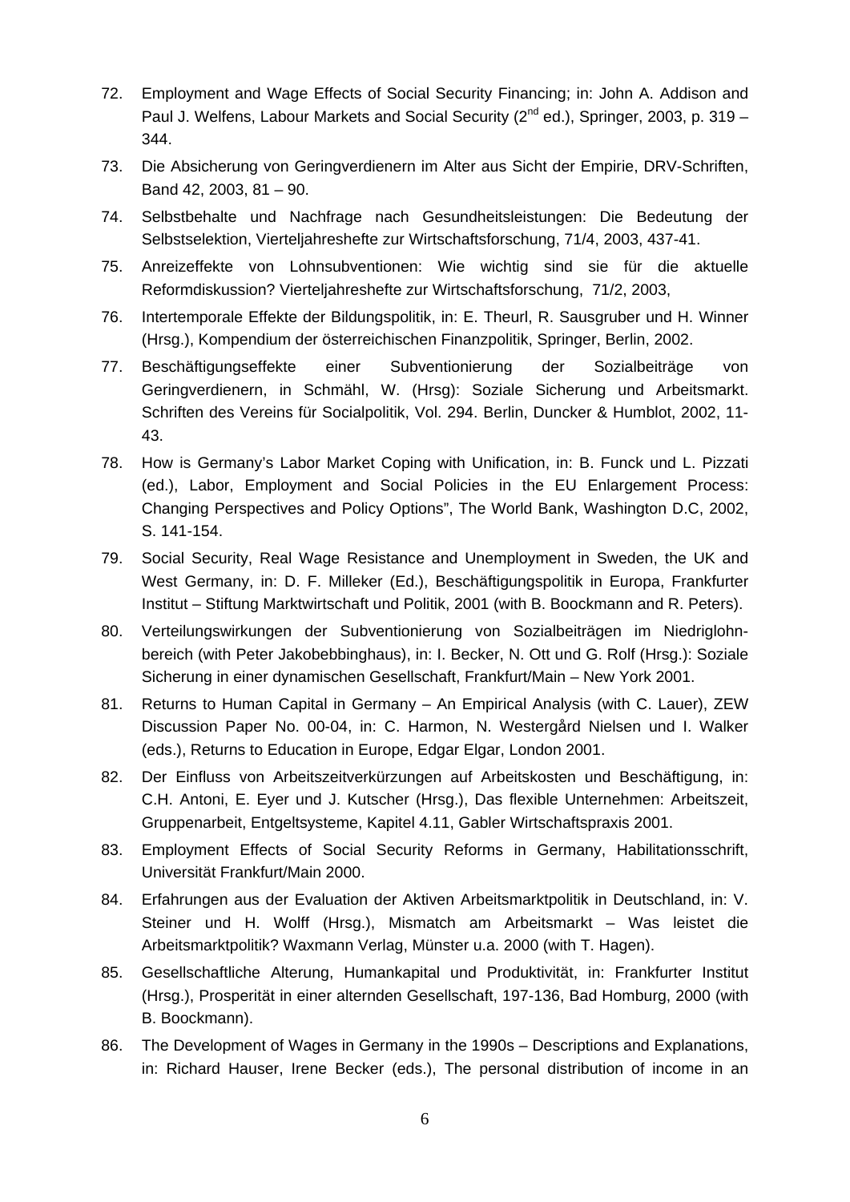72. Employment and Wage Effects of Social Security Financing; in: John A. Addison and Paul J. Welfens, Labour Markets and Social Security ($2^{nd}$ ed.), Springer, 2003, p. 319 – 344.

73. Die Absicherung von Geringverdienern im Alter aus Sicht der Empirie, DRV-Schriften, Band 42, 2003, 81 – 90.

74. Selbstbehalte und Nachfrage nach Gesundheitsleistungen: Die Bedeutung der Selbstselektion, Vierteljahreshefte zur Wirtschaftsforschung, 71/4, 2003, 437-41.

75. Anreizeffekte von Lohnsubventionen: Wie wichtig sind sie für die aktuelle Reformdiskussion? Vierteljahreshefte zur Wirtschaftsforschung, 71/2, 2003,

76. Intertemporale Effekte der Bildungspolitik, in: E. Theurl, R. Sausgruber und H. Winner (Hrsg.), Kompendium der österreichischen Finanzpolitik, Springer, Berlin, 2002.

77. Beschäftigungseffekte einer Subventionierung der Sozialbeiträge von Geringverdienern, in Schmähl, W. (Hrsg): Soziale Sicherung und Arbeitsmarkt. Schriften des Vereins für Socialpolitik, Vol. 294. Berlin, Duncker & Humblot, 2002, 11-43.

78. How is Germany's Labor Market Coping with Unification, in: B. Funck und L. Pizzati (ed.), Labor, Employment and Social Policies in the EU Enlargement Process: Changing Perspectives and Policy Options", The World Bank, Washington D.C, 2002, S. 141-154.

79. Social Security, Real Wage Resistance and Unemployment in Sweden, the UK and West Germany, in: D. F. Milleker (Ed.), Beschäftigungspolitik in Europa, Frankfurter Institut – Stiftung Marktwirtschaft und Politik, 2001 (with B. Boockmann and R. Peters).

80. Verteilungswirkungen der Subventionierung von Sozialbeiträgen im Niedriglohnbereich (with Peter Jakobebbinghaus), in: I. Becker, N. Ott und G. Rolf (Hrsg.): Soziale Sicherung in einer dynamischen Gesellschaft, Frankfurt/Main – New York 2001.

81. Returns to Human Capital in Germany – An Empirical Analysis (with C. Lauer), ZEW Discussion Paper No. 00-04, in: C. Harmon, N. Westergård Nielsen und I. Walker (eds.), Returns to Education in Europe, Edgar Elgar, London 2001.

82. Der Einfluss von Arbeitszeitverkürzungen auf Arbeitskosten und Beschäftigung, in: C.H. Antoni, E. Eyer und J. Kutscher (Hrsg.), Das flexible Unternehmen: Arbeitszeit, Gruppenarbeit, Entgeltsysteme, Kapitel 4.11, Gabler Wirtschaftspraxis 2001.

83. Employment Effects of Social Security Reforms in Germany, Habilitationsschrift, Universität Frankfurt/Main 2000.

84. Erfahrungen aus der Evaluation der Aktiven Arbeitsmarktpolitik in Deutschland, in: V. Steiner und H. Wolff (Hrsg.), Mismatch am Arbeitsmarkt – Was leistet die Arbeitsmarktpolitik? Waxmann Verlag, Münster u.a. 2000 (with T. Hagen).

85. Gesellschaftliche Alterung, Humankapital und Produktivität, in: Frankfurter Institut (Hrsg.), Prosperität in einer alternden Gesellschaft, 197-136, Bad Homburg, 2000 (with B. Boockmann).

86. The Development of Wages in Germany in the 1990s – Descriptions and Explanations, in: Richard Hauser, Irene Becker (eds.), The personal distribution of income in an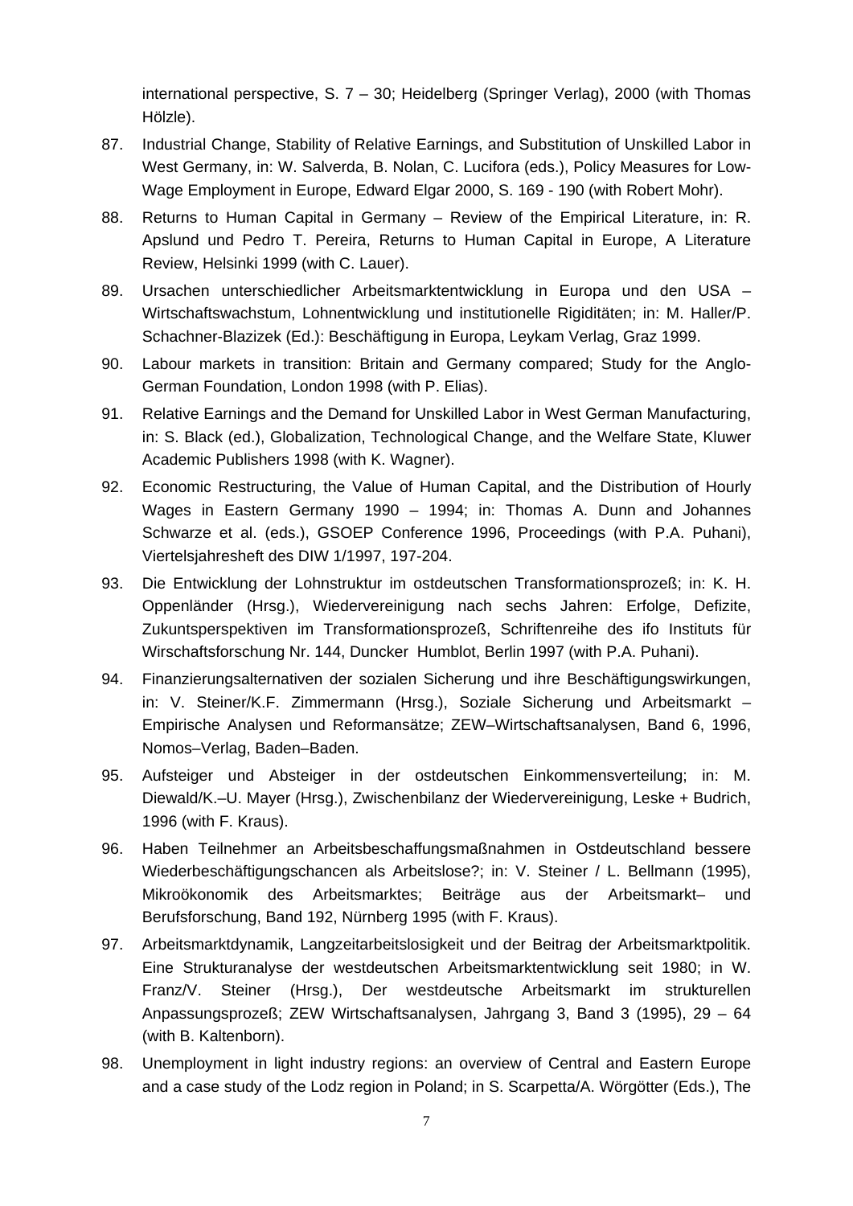international perspective, S. 7 – 30; Heidelberg (Springer Verlag), 2000 (with Thomas Hölzle).

87. Industrial Change, Stability of Relative Earnings, and Substitution of Unskilled Labor in West Germany, in: W. Salverda, B. Nolan, C. Lucifora (eds.), Policy Measures for Low-Wage Employment in Europe, Edward Elgar 2000, S. 169 - 190 (with Robert Mohr).

88. Returns to Human Capital in Germany – Review of the Empirical Literature, in: R. Apslund und Pedro T. Pereira, Returns to Human Capital in Europe, A Literature Review, Helsinki 1999 (with C. Lauer).

89. Ursachen unterschiedlicher Arbeitsmarktentwicklung in Europa und den USA – Wirtschaftswachstum, Lohnentwicklung und institutionelle Rigiditäten; in: M. Haller/P. Schachner-Blazizek (Ed.): Beschäftigung in Europa, Leykam Verlag, Graz 1999.

90. Labour markets in transition: Britain and Germany compared; Study for the Anglo-German Foundation, London 1998 (with P. Elias).

91. Relative Earnings and the Demand for Unskilled Labor in West German Manufacturing, in: S. Black (ed.), Globalization, Technological Change, and the Welfare State, Kluwer Academic Publishers 1998 (with K. Wagner).

92. Economic Restructuring, the Value of Human Capital, and the Distribution of Hourly Wages in Eastern Germany 1990 – 1994; in: Thomas A. Dunn and Johannes Schwarze et al. (eds.), GSOEP Conference 1996, Proceedings (with P.A. Puhani), Viertelsjahresheft des DIW 1/1997, 197-204.

93. Die Entwicklung der Lohnstruktur im ostdeutschen Transformationsprozeß; in: K. H. Oppenländer (Hrsg.), Wiedervereinigung nach sechs Jahren: Erfolge, Defizite, Zukuntsperspektiven im Transformationsprozeß, Schriftenreihe des ifo Instituts für Wirschaftsforschung Nr. 144, Duncker Humblot, Berlin 1997 (with P.A. Puhani).

94. Finanzierungsalternativen der sozialen Sicherung und ihre Beschäftigungswirkungen, in: V. Steiner/K.F. Zimmermann (Hrsg.), Soziale Sicherung und Arbeitsmarkt – Empirische Analysen und Reformansätze; ZEW–Wirtschaftsanalysen, Band 6, 1996, Nomos–Verlag, Baden–Baden.

95. Aufsteiger und Absteiger in der ostdeutschen Einkommensverteilung; in: M. Diewald/K.–U. Mayer (Hrsg.), Zwischenbilanz der Wiedervereinigung, Leske + Budrich, 1996 (with F. Kraus).

96. Haben Teilnehmer an Arbeitsbeschaffungsmaßnahmen in Ostdeutschland bessere Wiederbeschäftigungschancen als Arbeitslose?; in: V. Steiner / L. Bellmann (1995), Mikroökonomik des Arbeitsmarktes; Beiträge aus der Arbeitsmarkt– und Berufsforschung, Band 192, Nürnberg 1995 (with F. Kraus).

97. Arbeitsmarktdynamik, Langzeitarbeitslosigkeit und der Beitrag der Arbeitsmarktpolitik. Eine Strukturanalyse der westdeutschen Arbeitsmarktentwicklung seit 1980; in W. Franz/V. Steiner (Hrsg.), Der westdeutsche Arbeitsmarkt im strukturellen Anpassungsprozeß; ZEW Wirtschaftsanalysen, Jahrgang 3, Band 3 (1995), 29 – 64 (with B. Kaltenborn).

98. Unemployment in light industry regions: an overview of Central and Eastern Europe and a case study of the Lodz region in Poland; in S. Scarpetta/A. Wörgötter (Eds.), The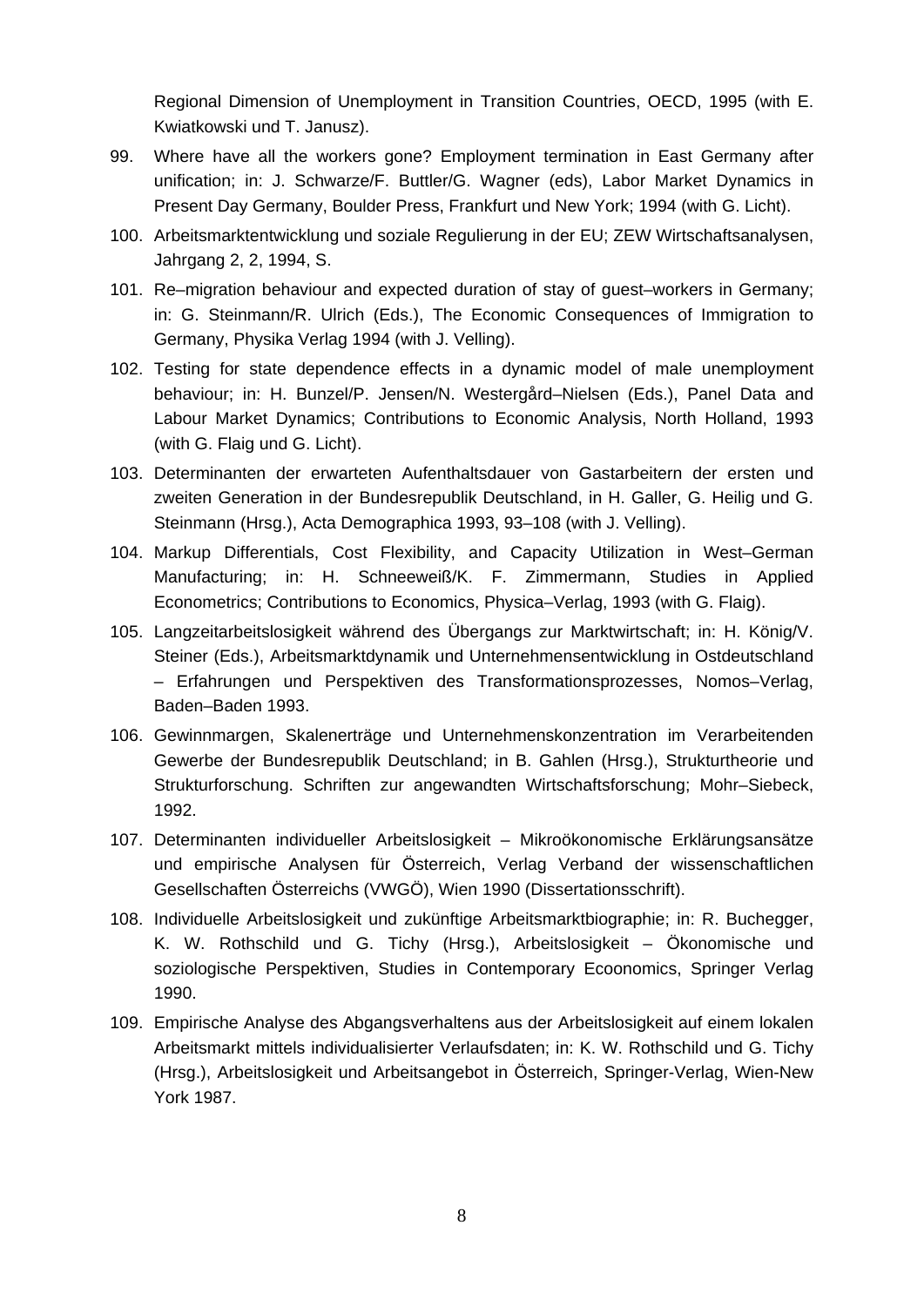Regional Dimension of Unemployment in Transition Countries, OECD, 1995 (with E. Kwiatkowski und T. Janusz).

99. Where have all the workers gone? Employment termination in East Germany after unification; in: J. Schwarze/F. Buttler/G. Wagner (eds), Labor Market Dynamics in Present Day Germany, Boulder Press, Frankfurt und New York; 1994 (with G. Licht).
100. Arbeitsmarktentwicklung und soziale Regulierung in der EU; ZEW Wirtschaftsanalysen, Jahrgang 2, 2, 1994, S.
101. Re–migration behaviour and expected duration of stay of guest–workers in Germany; in: G. Steinmann/R. Ulrich (Eds.), The Economic Consequences of Immigration to Germany, Physika Verlag 1994 (with J. Velling).
102. Testing for state dependence effects in a dynamic model of male unemployment behaviour; in: H. Bunzel/P. Jensen/N. Westergård–Nielsen (Eds.), Panel Data and Labour Market Dynamics; Contributions to Economic Analysis, North Holland, 1993 (with G. Flaig und G. Licht).
103. Determinanten der erwarteten Aufenthaltsdauer von Gastarbeitern der ersten und zweiten Generation in der Bundesrepublik Deutschland, in H. Galler, G. Heilig und G. Steinmann (Hrsg.), Acta Demographica 1993, 93–108 (with J. Velling).
104. Markup Differentials, Cost Flexibility, and Capacity Utilization in West–German Manufacturing; in: H. Schneeweiß/K. F. Zimmermann, Studies in Applied Econometrics; Contributions to Economics, Physica–Verlag, 1993 (with G. Flaig).
105. Langzeitarbeitslosigkeit während des Übergangs zur Marktwirtschaft; in: H. König/V. Steiner (Eds.), Arbeitsmarktdynamik und Unternehmensentwicklung in Ostdeutschland – Erfahrungen und Perspektiven des Transformationsprozesses, Nomos–Verlag, Baden–Baden 1993.
106. Gewinnmargen, Skalenerträge und Unternehmenskonzentration im Verarbeitenden Gewerbe der Bundesrepublik Deutschland; in B. Gahlen (Hrsg.), Strukturtheorie und Strukturforschung. Schriften zur angewandten Wirtschaftsforschung; Mohr–Siebeck, 1992.
107. Determinanten individueller Arbeitslosigkeit – Mikroökonomische Erklärungsansätze und empirische Analysen für Österreich, Verlag Verband der wissenschaftlichen Gesellschaften Österreichs (VWGÖ), Wien 1990 (Dissertationsschrift).
108. Individuelle Arbeitslosigkeit und zukünftige Arbeitsmarktbiographie; in: R. Buchegger, K. W. Rothschild und G. Tichy (Hrsg.), Arbeitslosigkeit – Ökonomische und soziologische Perspektiven, Studies in Contemporary Ecoonomics, Springer Verlag 1990.
109. Empirische Analyse des Abgangsverhaltens aus der Arbeitslosigkeit auf einem lokalen Arbeitsmarkt mittels individualisierter Verlaufsdaten; in: K. W. Rothschild und G. Tichy (Hrsg.), Arbeitslosigkeit und Arbeitsangebot in Österreich, Springer-Verlag, Wien-New York 1987.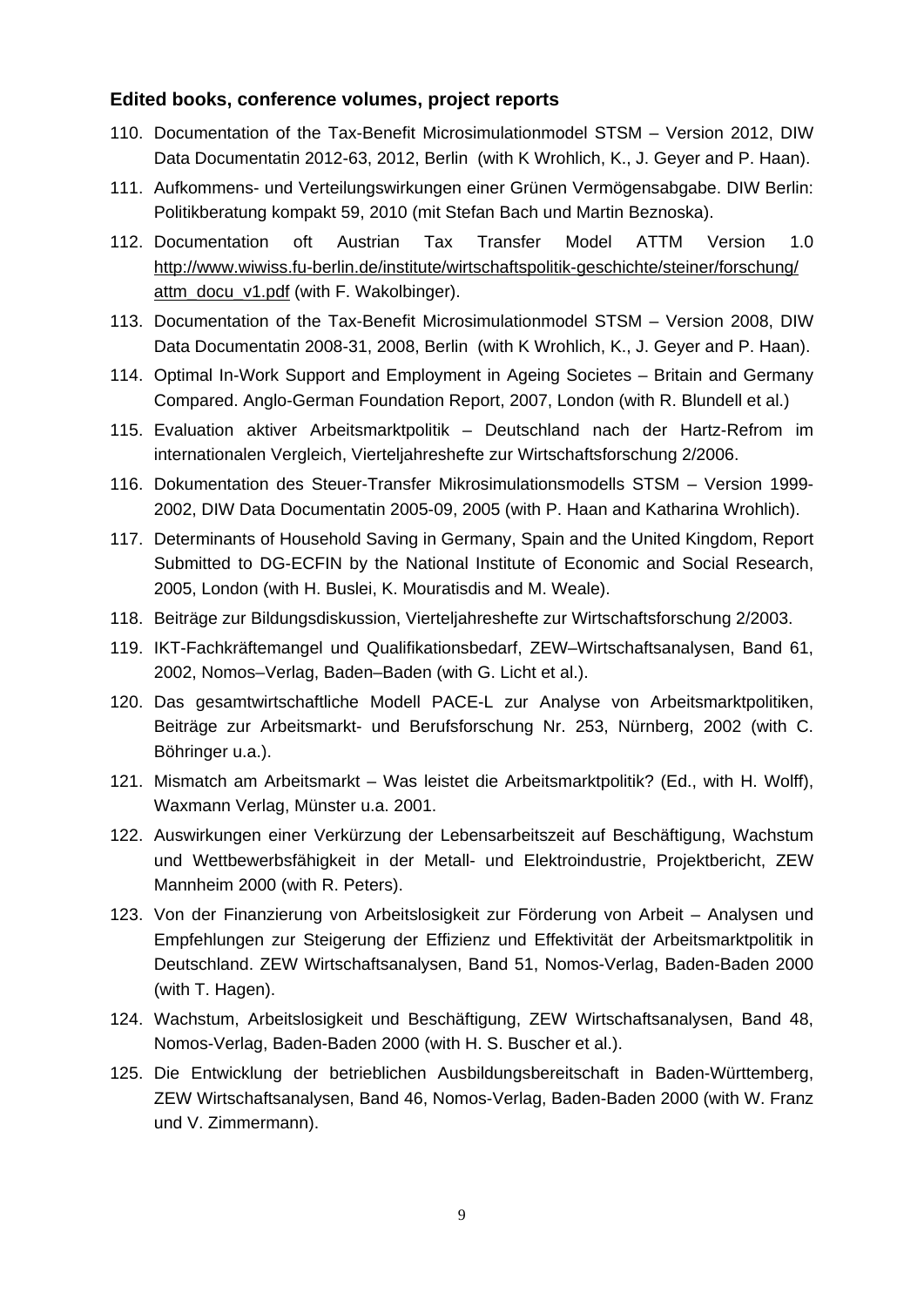### Edited books, conference volumes, project reports

110. Documentation of the Tax-Benefit Microsimulationmodel STSM – Version 2012, DIW Data Documentatin 2012-63, 2012, Berlin (with K Wrohlich, K., J. Geyer and P. Haan).
111. Aufkommens- und Verteilungswirkungen einer Grünen Vermögensabgabe. DIW Berlin: Politikberatung kompakt 59, 2010 (mit Stefan Bach und Martin Beznoska).
112. Documentation oft Austrian Tax Transfer Model ATTM Version 1.0 http://www.wiwiss.fu-berlin.de/institute/wirtschaftspolitik-geschichte/steiner/forschung/attm_docu_v1.pdf (with F. Wakolbinger).
113. Documentation of the Tax-Benefit Microsimulationmodel STSM – Version 2008, DIW Data Documentatin 2008-31, 2008, Berlin (with K Wrohlich, K., J. Geyer and P. Haan).
114. Optimal In-Work Support and Employment in Ageing Societes – Britain and Germany Compared. Anglo-German Foundation Report, 2007, London (with R. Blundell et al.)
115. Evaluation aktiver Arbeitsmarktpolitik – Deutschland nach der Hartz-Refrom im internationalen Vergleich, Vierteljahreshefte zur Wirtschaftsforschung 2/2006.
116. Dokumentation des Steuer-Transfer Mikrosimulationsmodells STSM – Version 1999-2002, DIW Data Documentatin 2005-09, 2005 (with P. Haan and Katharina Wrohlich).
117. Determinants of Household Saving in Germany, Spain and the United Kingdom, Report Submitted to DG-ECFIN by the National Institute of Economic and Social Research, 2005, London (with H. Buslei, K. Mouratisdis and M. Weale).
118. Beiträge zur Bildungsdiskussion, Vierteljahreshefte zur Wirtschaftsforschung 2/2003.
119. IKT-Fachkräftemangel und Qualifikationsbedarf, ZEW–Wirtschaftsanalysen, Band 61, 2002, Nomos–Verlag, Baden–Baden (with G. Licht et al.).
120. Das gesamtwirtschaftliche Modell PACE-L zur Analyse von Arbeitsmarktpolitiken, Beiträge zur Arbeitsmarkt- und Berufsforschung Nr. 253, Nürnberg, 2002 (with C. Böhringer u.a.).
121. Mismatch am Arbeitsmarkt – Was leistet die Arbeitsmarktpolitik? (Ed., with H. Wolff), Waxmann Verlag, Münster u.a. 2001.
122. Auswirkungen einer Verkürzung der Lebensarbeitszeit auf Beschäftigung, Wachstum und Wettbewerbsfähigkeit in der Metall- und Elektroindustrie, Projektbericht, ZEW Mannheim 2000 (with R. Peters).
123. Von der Finanzierung von Arbeitslosigkeit zur Förderung von Arbeit – Analysen und Empfehlungen zur Steigerung der Effizienz und Effektivität der Arbeitsmarktpolitik in Deutschland. ZEW Wirtschaftsanalysen, Band 51, Nomos-Verlag, Baden-Baden 2000 (with T. Hagen).
124. Wachstum, Arbeitslosigkeit und Beschäftigung, ZEW Wirtschaftsanalysen, Band 48, Nomos-Verlag, Baden-Baden 2000 (with H. S. Buscher et al.).
125. Die Entwicklung der betrieblichen Ausbildungsbereitschaft in Baden-Württemberg, ZEW Wirtschaftsanalysen, Band 46, Nomos-Verlag, Baden-Baden 2000 (with W. Franz und V. Zimmermann).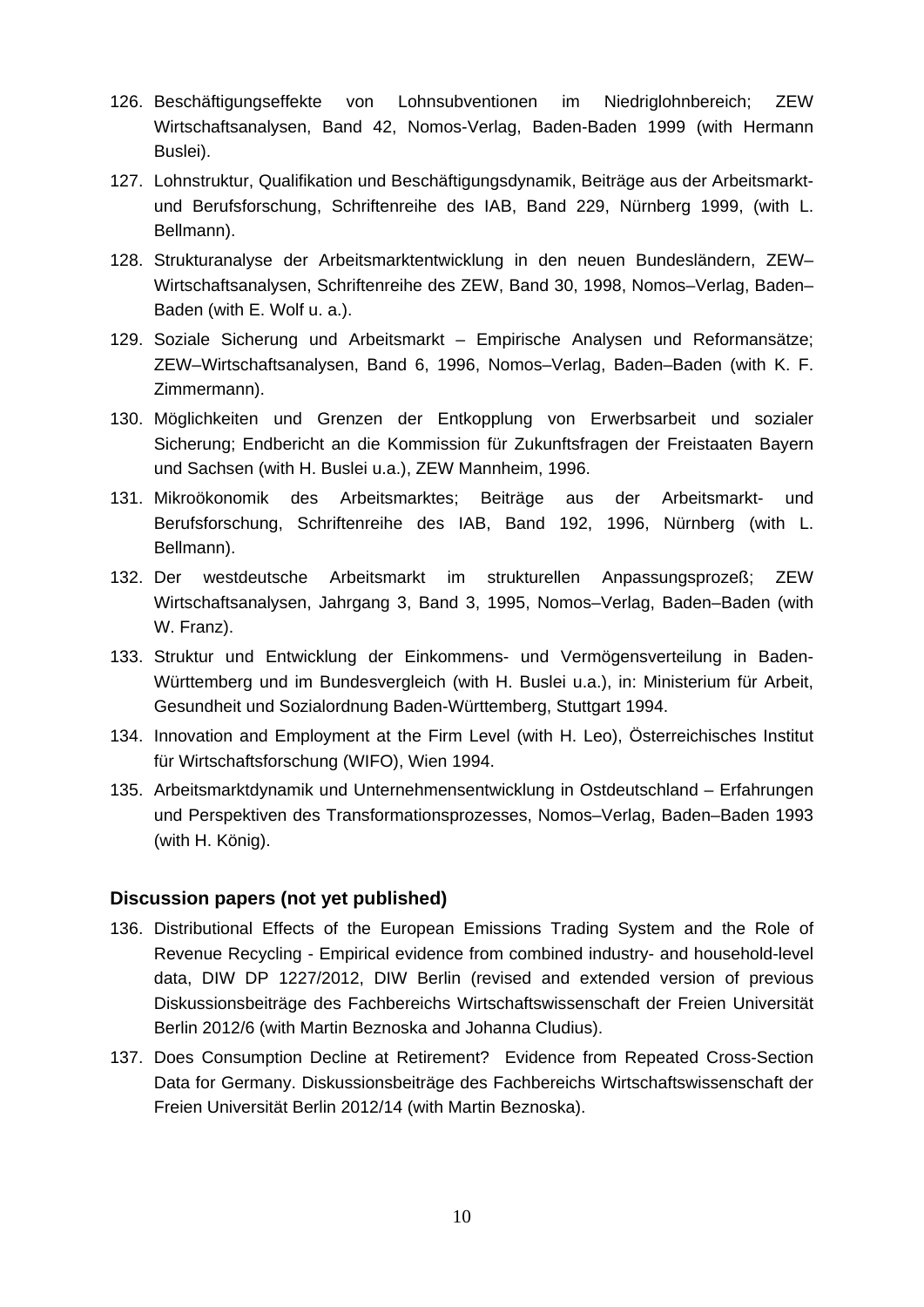126. Beschäftigungseffekte von Lohnsubventionen im Niedriglohnbereich; ZEW Wirtschaftsanalysen, Band 42, Nomos-Verlag, Baden-Baden 1999 (with Hermann Buslei).
127. Lohnstruktur, Qualifikation und Beschäftigungsdynamik, Beiträge aus der Arbeitsmarkt- und Berufsforschung, Schriftenreihe des IAB, Band 229, Nürnberg 1999, (with L. Bellmann).
128. Strukturanalyse der Arbeitsmarktentwicklung in den neuen Bundesländern, ZEW–Wirtschaftsanalysen, Schriftenreihe des ZEW, Band 30, 1998, Nomos–Verlag, Baden–Baden (with E. Wolf u. a.).
129. Soziale Sicherung und Arbeitsmarkt – Empirische Analysen und Reformansätze; ZEW–Wirtschaftsanalysen, Band 6, 1996, Nomos–Verlag, Baden–Baden (with K. F. Zimmermann).
130. Möglichkeiten und Grenzen der Entkopplung von Erwerbsarbeit und sozialer Sicherung; Endbericht an die Kommission für Zukunftsfragen der Freistaaten Bayern und Sachsen (with H. Buslei u.a.), ZEW Mannheim, 1996.
131. Mikroökonomik des Arbeitsmarktes; Beiträge aus der Arbeitsmarkt- und Berufsforschung, Schriftenreihe des IAB, Band 192, 1996, Nürnberg (with L. Bellmann).
132. Der westdeutsche Arbeitsmarkt im strukturellen Anpassungsprozeß; ZEW Wirtschaftsanalysen, Jahrgang 3, Band 3, 1995, Nomos–Verlag, Baden–Baden (with W. Franz).
133. Struktur und Entwicklung der Einkommens- und Vermögensverteilung in Baden-Württemberg und im Bundesvergleich (with H. Buslei u.a.), in: Ministerium für Arbeit, Gesundheit und Sozialordnung Baden-Württemberg, Stuttgart 1994.
134. Innovation and Employment at the Firm Level (with H. Leo), Österreichisches Institut für Wirtschaftsforschung (WIFO), Wien 1994.
135. Arbeitsmarktdynamik und Unternehmensentwicklung in Ostdeutschland – Erfahrungen und Perspektiven des Transformationsprozesses, Nomos–Verlag, Baden–Baden 1993 (with H. König).

### Discussion papers (not yet published)

136. Distributional Effects of the European Emissions Trading System and the Role of Revenue Recycling - Empirical evidence from combined industry- and household-level data, DIW DP 1227/2012, DIW Berlin (revised and extended version of previous Diskussionsbeiträge des Fachbereichs Wirtschaftswissenschaft der Freien Universität Berlin 2012/6 (with Martin Beznoska and Johanna Cludius).
137. Does Consumption Decline at Retirement? Evidence from Repeated Cross-Section Data for Germany. Diskussionsbeiträge des Fachbereichs Wirtschaftswissenschaft der Freien Universität Berlin 2012/14 (with Martin Beznoska).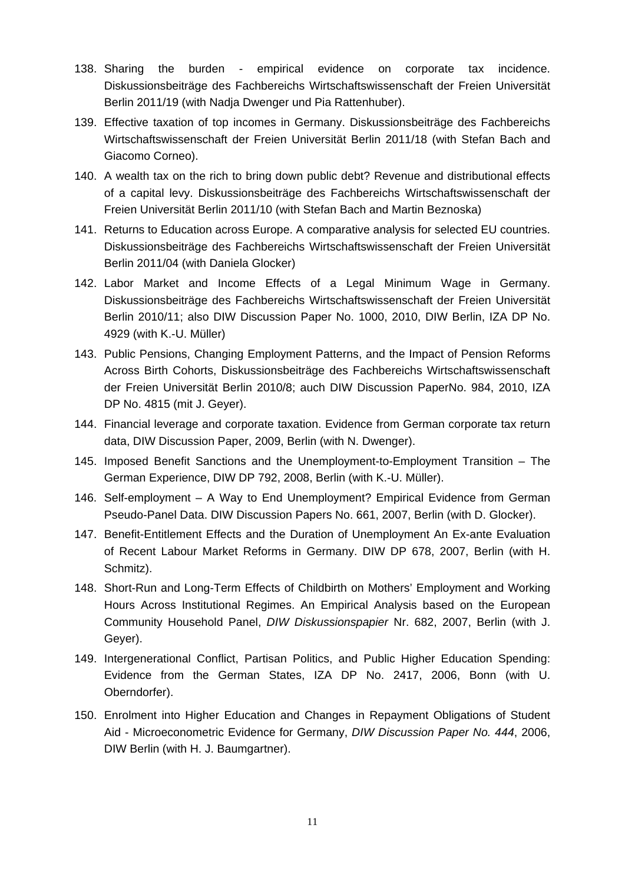138. Sharing the burden - empirical evidence on corporate tax incidence. Diskussionsbeiträge des Fachbereichs Wirtschaftswissenschaft der Freien Universität Berlin 2011/19 (with Nadja Dwenger und Pia Rattenhuber).
139. Effective taxation of top incomes in Germany. Diskussionsbeiträge des Fachbereichs Wirtschaftswissenschaft der Freien Universität Berlin 2011/18 (with Stefan Bach and Giacomo Corneo).
140. A wealth tax on the rich to bring down public debt? Revenue and distributional effects of a capital levy. Diskussionsbeiträge des Fachbereichs Wirtschaftswissenschaft der Freien Universität Berlin 2011/10 (with Stefan Bach and Martin Beznoska)
141. Returns to Education across Europe. A comparative analysis for selected EU countries. Diskussionsbeiträge des Fachbereichs Wirtschaftswissenschaft der Freien Universität Berlin 2011/04 (with Daniela Glocker)
142. Labor Market and Income Effects of a Legal Minimum Wage in Germany. Diskussionsbeiträge des Fachbereichs Wirtschaftswissenschaft der Freien Universität Berlin 2010/11; also DIW Discussion Paper No. 1000, 2010, DIW Berlin, IZA DP No. 4929 (with K.-U. Müller)
143. Public Pensions, Changing Employment Patterns, and the Impact of Pension Reforms Across Birth Cohorts, Diskussionsbeiträge des Fachbereichs Wirtschaftswissenschaft der Freien Universität Berlin 2010/8; auch DIW Discussion PaperNo. 984, 2010, IZA DP No. 4815 (mit J. Geyer).
144. Financial leverage and corporate taxation. Evidence from German corporate tax return data, DIW Discussion Paper, 2009, Berlin (with N. Dwenger).
145. Imposed Benefit Sanctions and the Unemployment-to-Employment Transition – The German Experience, DIW DP 792, 2008, Berlin (with K.-U. Müller).
146. Self-employment – A Way to End Unemployment? Empirical Evidence from German Pseudo-Panel Data. DIW Discussion Papers No. 661, 2007, Berlin (with D. Glocker).
147. Benefit-Entitlement Effects and the Duration of Unemployment An Ex-ante Evaluation of Recent Labour Market Reforms in Germany. DIW DP 678, 2007, Berlin (with H. Schmitz).
148. Short-Run and Long-Term Effects of Childbirth on Mothers' Employment and Working Hours Across Institutional Regimes. An Empirical Analysis based on the European Community Household Panel, *DIW Diskussionspapier* Nr. 682, 2007, Berlin (with J. Geyer).
149. Intergenerational Conflict, Partisan Politics, and Public Higher Education Spending: Evidence from the German States, IZA DP No. 2417, 2006, Bonn (with U. Oberndorfer).
150. Enrolment into Higher Education and Changes in Repayment Obligations of Student Aid - Microeconometric Evidence for Germany, *DIW Discussion Paper No. 444*, 2006, DIW Berlin (with H. J. Baumgartner).